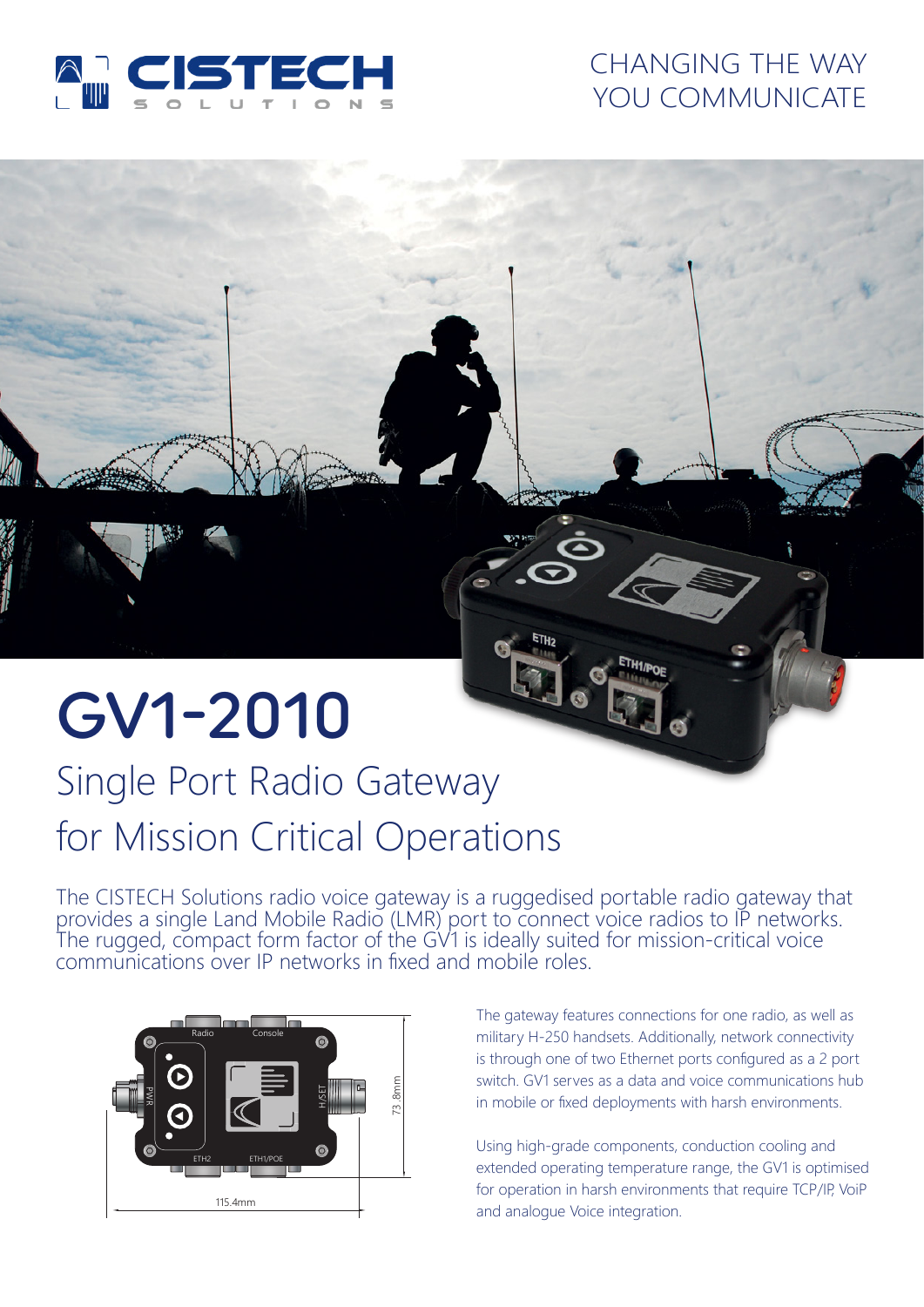CISTECH SOLUTIONS

CHANGING THE WAY YOU COMMUNICATE

# GV1-2010

## Single Port Radio Gateway for Mission Critical Operations

The CISTECH Solutions radio voice gateway is a ruggedised portable radio gateway that provides a single Land Mobile Radio (LMR) port to connect voice radios to IP networks. The rugged, compact form factor of the GV1 is ideally suited for mission-critical voice communications over IP networks in fixed and mobile roles.

The gateway features connections for one radio, as well as military H-250 handsets. Additionally, network connectivity is through one of two Ethernet ports configured as a 2 port switch. GV1 serves as a data and voice communications hub in mobile or fixed deployments with harsh environments.

Using high-grade components, conduction cooling and extended operating temperature range, the GV1 is optimised for operation in harsh environments that require TCP/IP, VoiP and analogue Voice integration.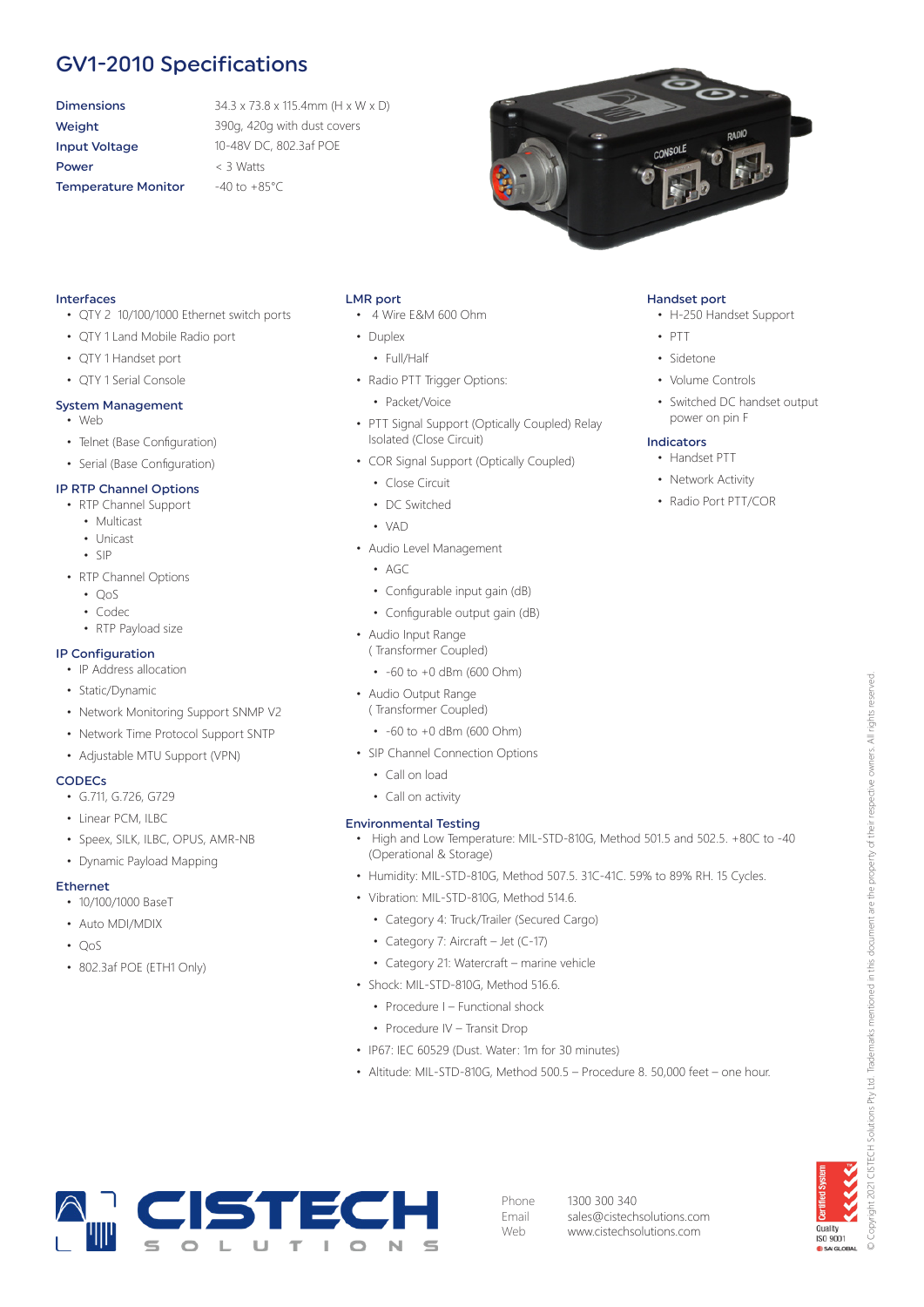# GV1-2010 Specifications

| | |
|---|---|
| **Dimensions** | 34.3 x 73.8 x 115.4mm (H x W x D) |
| **Weight** | 390g, 420g with dust covers |
| **Input Voltage** | 10-48V DC, 802.3af POE |
| **Power** | < 3 Watts |
| **Temperature Monitor** | -40 to +85°C |

### Interfaces

- QTY 2 10/100/1000 Ethernet switch ports
- QTY 1 Land Mobile Radio port
- QTY 1 Handset port
- QTY 1 Serial Console

### System Management

- Web
- Telnet (Base Configuration)
- Serial (Base Configuration)

### IP RTP Channel Options

- RTP Channel Support
  - Multicast
  - Unicast
  - SIP
- RTP Channel Options
  - QoS
  - Codec
  - RTP Payload size

### IP Configuration

- IP Address allocation
- Static/Dynamic
- Network Monitoring Support SNMP V2
- Network Time Protocol Support SNTP
- Adjustable MTU Support (VPN)

### CODECs

- G.711, G.726, G729
- Linear PCM, ILBC
- Speex, SILK, ILBC, OPUS, AMR-NB
- Dynamic Payload Mapping

### Ethernet

- 10/100/1000 BaseT
- Auto MDI/MDIX
- QoS
- 802.3af POE (ETH1 Only)

### LMR port

- 4 Wire E&M 600 Ohm
- Duplex
  - Full/Half
- Radio PTT Trigger Options:
  - Packet/Voice
- PTT Signal Support (Optically Coupled) Relay Isolated (Close Circuit)
- COR Signal Support (Optically Coupled)
  - Close Circuit
  - DC Switched
  - VAD
- Audio Level Management
  - AGC
  - Configurable input gain (dB)
  - Configurable output gain (dB)
- Audio Input Range ( Transformer Coupled)
  - -60 to +0 dBm (600 Ohm)
- Audio Output Range ( Transformer Coupled)
  - -60 to +0 dBm (600 Ohm)
- SIP Channel Connection Options
  - Call on load
  - Call on activity

### Handset port

- H-250 Handset Support
- PTT
- Sidetone
- Volume Controls
- Switched DC handset output power on pin F

### Indicators

- Handset PTT
- Network Activity
- Radio Port PTT/COR

### Environmental Testing

- High and Low Temperature: MIL-STD-810G, Method 501.5 and 502.5. +80C to -40 (Operational & Storage)
- Humidity: MIL-STD-810G, Method 507.5. 31C-41C. 59% to 89% RH. 15 Cycles.
- Vibration: MIL-STD-810G, Method 514.6.
  - Category 4: Truck/Trailer (Secured Cargo)
  - Category 7: Aircraft – Jet (C-17)
  - Category 21: Watercraft – marine vehicle
- Shock: MIL-STD-810G, Method 516.6.
  - Procedure I – Functional shock
  - Procedure IV – Transit Drop
- IP67: IEC 60529 (Dust. Water: 1m for 30 minutes)
- Altitude: MIL-STD-810G, Method 500.5 – Procedure 8. 50,000 feet – one hour.

CISTECH SOLUTIONS

Phone 1300 300 340
Email sales@cistechsolutions.com
Web www.cistechsolutions.com

Certified System Quality ISO 9001 SAI GLOBAL

© Copyright 2021 CISTECH Solutions Pty Ltd. Trademarks mentioned in this document are the property of their respective owners. All rights reserved.